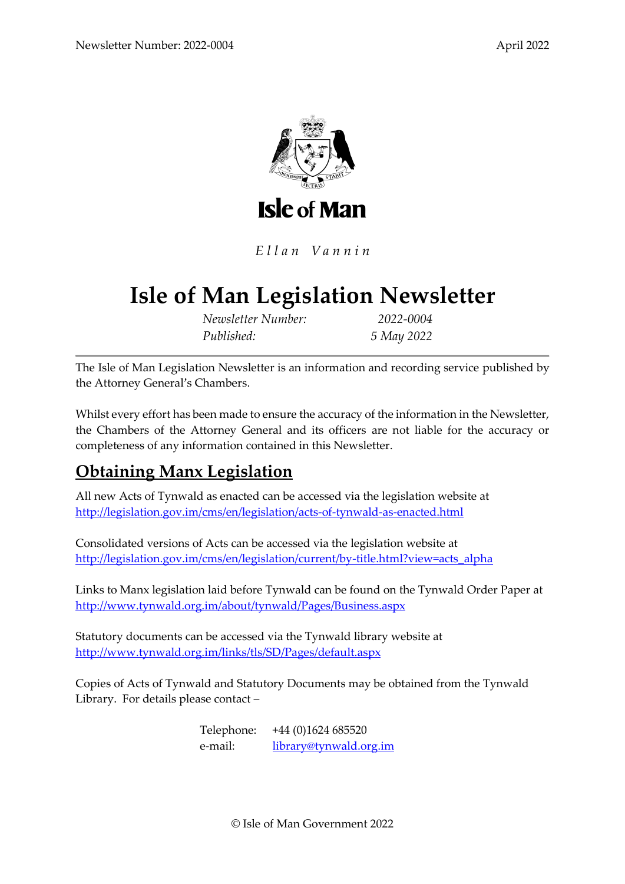Isle of Man

*Ellan Vannin*

# Isle of Man Legislation Newsletter

| | |
|---|---|
| *Newsletter Number:* | *2022-0004* |
| *Published:* | *5 May 2022* |

The Isle of Man Legislation Newsletter is an information and recording service published by the Attorney General's Chambers.

Whilst every effort has been made to ensure the accuracy of the information in the Newsletter, the Chambers of the Attorney General and its officers are not liable for the accuracy or completeness of any information contained in this Newsletter.

## Obtaining Manx Legislation

All new Acts of Tynwald as enacted can be accessed via the legislation website at
http://legislation.gov.im/cms/en/legislation/acts-of-tynwald-as-enacted.html

Consolidated versions of Acts can be accessed via the legislation website at
http://legislation.gov.im/cms/en/legislation/current/by-title.html?view=acts_alpha

Links to Manx legislation laid before Tynwald can be found on the Tynwald Order Paper at
http://www.tynwald.org.im/about/tynwald/Pages/Business.aspx

Statutory documents can be accessed via the Tynwald library website at
http://www.tynwald.org.im/links/tls/SD/Pages/default.aspx

Copies of Acts of Tynwald and Statutory Documents may be obtained from the Tynwald Library. For details please contact –

| | |
|---|---|
| Telephone: | +44 (0)1624 685520 |
| e-mail: | library@tynwald.org.im |

© Isle of Man Government 2022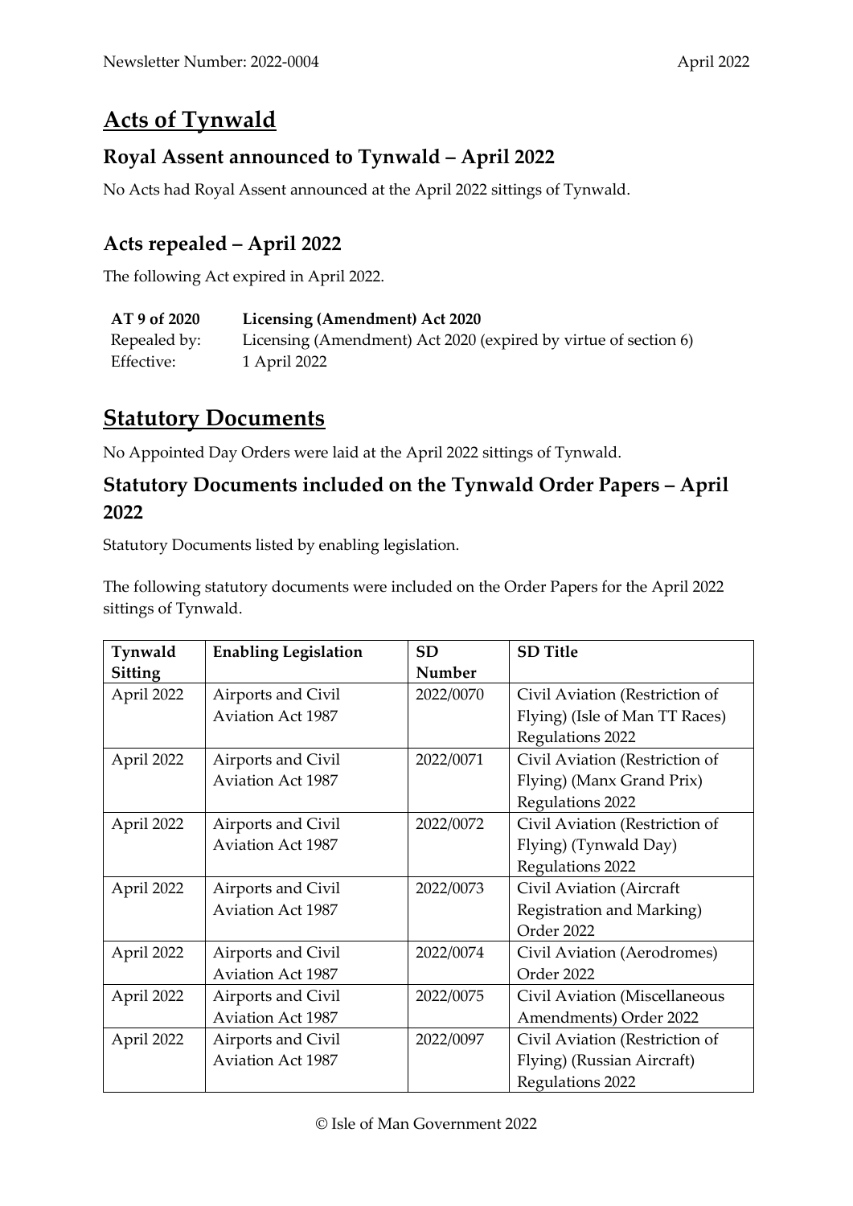# Acts of Tynwald

## Royal Assent announced to Tynwald – April 2022

No Acts had Royal Assent announced at the April 2022 sittings of Tynwald.

## Acts repealed – April 2022

The following Act expired in April 2022.

| **AT 9 of 2020** | **Licensing (Amendment) Act 2020** |
|---|---|
| Repealed by: | Licensing (Amendment) Act 2020 (expired by virtue of section 6) |
| Effective: | 1 April 2022 |

# Statutory Documents

No Appointed Day Orders were laid at the April 2022 sittings of Tynwald.

## Statutory Documents included on the Tynwald Order Papers – April 2022

Statutory Documents listed by enabling legislation.

The following statutory documents were included on the Order Papers for the April 2022 sittings of Tynwald.

| Tynwald Sitting | Enabling Legislation | SD Number | SD Title |
|---|---|---|---|
| April 2022 | Airports and Civil Aviation Act 1987 | 2022/0070 | Civil Aviation (Restriction of Flying) (Isle of Man TT Races) Regulations 2022 |
| April 2022 | Airports and Civil Aviation Act 1987 | 2022/0071 | Civil Aviation (Restriction of Flying) (Manx Grand Prix) Regulations 2022 |
| April 2022 | Airports and Civil Aviation Act 1987 | 2022/0072 | Civil Aviation (Restriction of Flying) (Tynwald Day) Regulations 2022 |
| April 2022 | Airports and Civil Aviation Act 1987 | 2022/0073 | Civil Aviation (Aircraft Registration and Marking) Order 2022 |
| April 2022 | Airports and Civil Aviation Act 1987 | 2022/0074 | Civil Aviation (Aerodromes) Order 2022 |
| April 2022 | Airports and Civil Aviation Act 1987 | 2022/0075 | Civil Aviation (Miscellaneous Amendments) Order 2022 |
| April 2022 | Airports and Civil Aviation Act 1987 | 2022/0097 | Civil Aviation (Restriction of Flying) (Russian Aircraft) Regulations 2022 |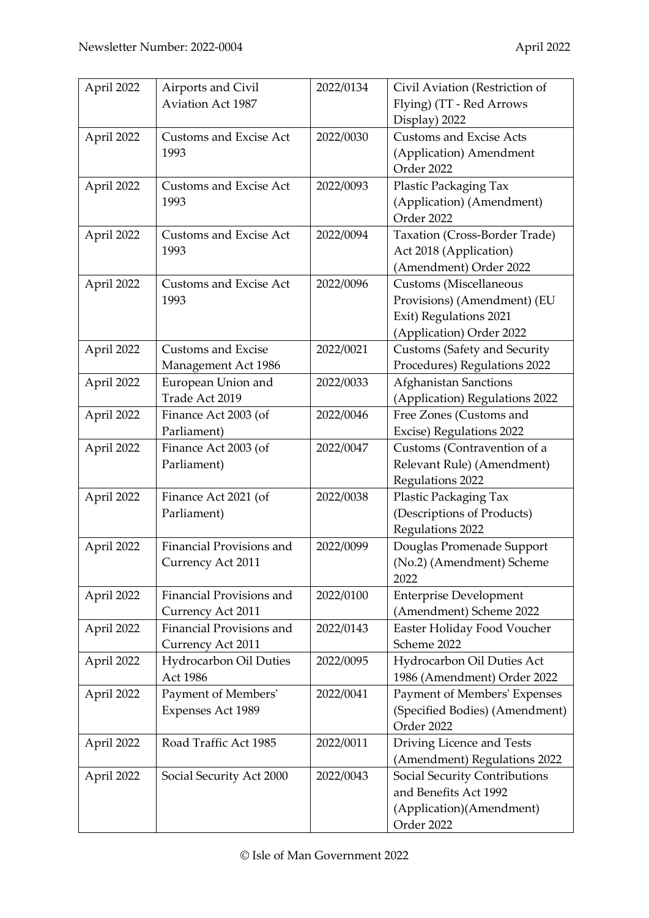| April 2022 | Airports and Civil Aviation Act 1987 | 2022/0134 | Civil Aviation (Restriction of Flying) (TT - Red Arrows Display) 2022 |
|---|---|---|---|
| April 2022 | Customs and Excise Act 1993 | 2022/0030 | Customs and Excise Acts (Application) Amendment Order 2022 |
| April 2022 | Customs and Excise Act 1993 | 2022/0093 | Plastic Packaging Tax (Application) (Amendment) Order 2022 |
| April 2022 | Customs and Excise Act 1993 | 2022/0094 | Taxation (Cross-Border Trade) Act 2018 (Application) (Amendment) Order 2022 |
| April 2022 | Customs and Excise Act 1993 | 2022/0096 | Customs (Miscellaneous Provisions) (Amendment) (EU Exit) Regulations 2021 (Application) Order 2022 |
| April 2022 | Customs and Excise Management Act 1986 | 2022/0021 | Customs (Safety and Security Procedures) Regulations 2022 |
| April 2022 | European Union and Trade Act 2019 | 2022/0033 | Afghanistan Sanctions (Application) Regulations 2022 |
| April 2022 | Finance Act 2003 (of Parliament) | 2022/0046 | Free Zones (Customs and Excise) Regulations 2022 |
| April 2022 | Finance Act 2003 (of Parliament) | 2022/0047 | Customs (Contravention of a Relevant Rule) (Amendment) Regulations 2022 |
| April 2022 | Finance Act 2021 (of Parliament) | 2022/0038 | Plastic Packaging Tax (Descriptions of Products) Regulations 2022 |
| April 2022 | Financial Provisions and Currency Act 2011 | 2022/0099 | Douglas Promenade Support (No.2) (Amendment) Scheme 2022 |
| April 2022 | Financial Provisions and Currency Act 2011 | 2022/0100 | Enterprise Development (Amendment) Scheme 2022 |
| April 2022 | Financial Provisions and Currency Act 2011 | 2022/0143 | Easter Holiday Food Voucher Scheme 2022 |
| April 2022 | Hydrocarbon Oil Duties Act 1986 | 2022/0095 | Hydrocarbon Oil Duties Act 1986 (Amendment) Order 2022 |
| April 2022 | Payment of Members' Expenses Act 1989 | 2022/0041 | Payment of Members' Expenses (Specified Bodies) (Amendment) Order 2022 |
| April 2022 | Road Traffic Act 1985 | 2022/0011 | Driving Licence and Tests (Amendment) Regulations 2022 |
| April 2022 | Social Security Act 2000 | 2022/0043 | Social Security Contributions and Benefits Act 1992 (Application)(Amendment) Order 2022 |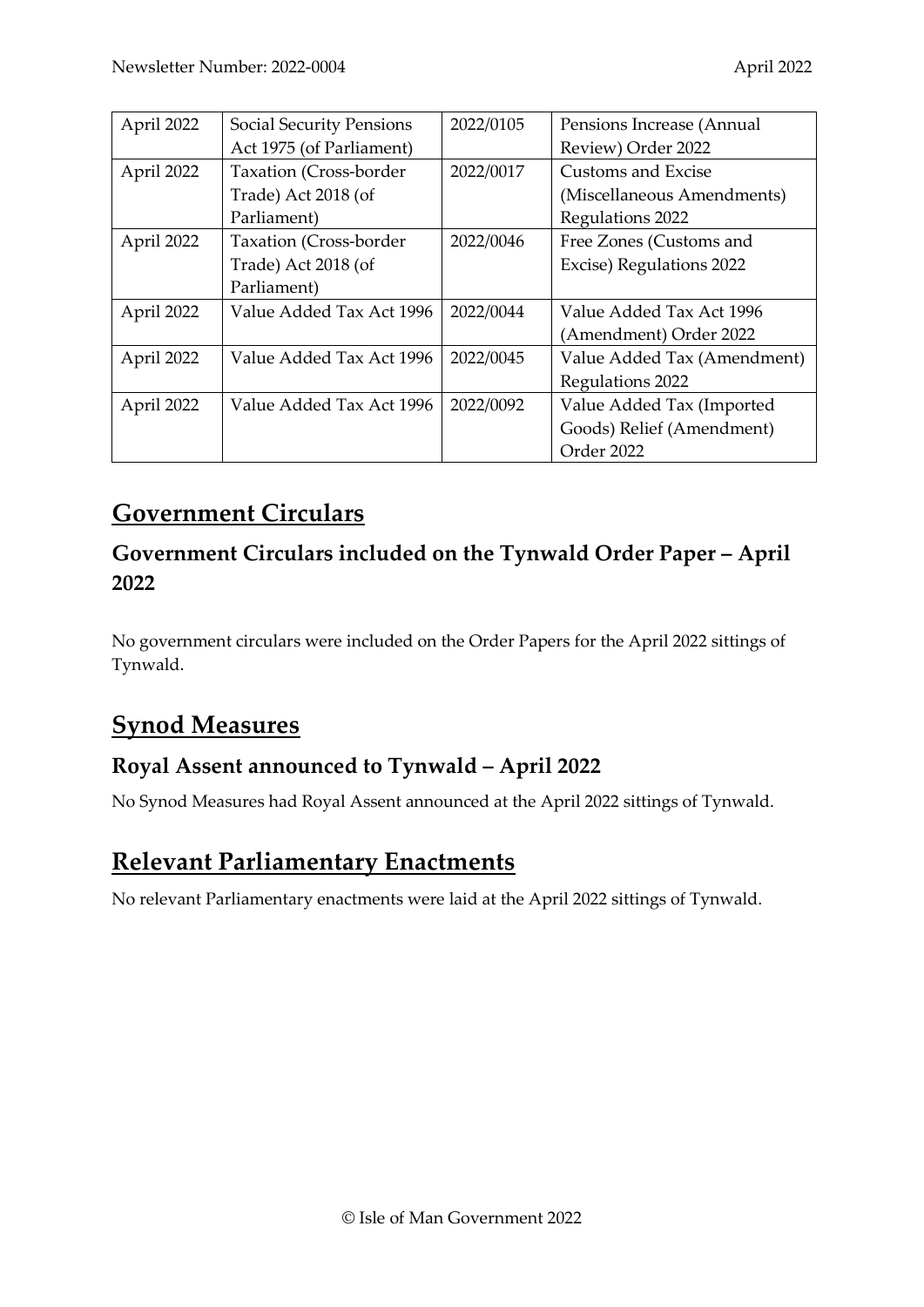| | | | |
|---|---|---|---|
| April 2022 | Social Security Pensions Act 1975 (of Parliament) | 2022/0105 | Pensions Increase (Annual Review) Order 2022 |
| April 2022 | Taxation (Cross-border Trade) Act 2018 (of Parliament) | 2022/0017 | Customs and Excise (Miscellaneous Amendments) Regulations 2022 |
| April 2022 | Taxation (Cross-border Trade) Act 2018 (of Parliament) | 2022/0046 | Free Zones (Customs and Excise) Regulations 2022 |
| April 2022 | Value Added Tax Act 1996 | 2022/0044 | Value Added Tax Act 1996 (Amendment) Order 2022 |
| April 2022 | Value Added Tax Act 1996 | 2022/0045 | Value Added Tax (Amendment) Regulations 2022 |
| April 2022 | Value Added Tax Act 1996 | 2022/0092 | Value Added Tax (Imported Goods) Relief (Amendment) Order 2022 |

# Government Circulars

## Government Circulars included on the Tynwald Order Paper – April 2022

No government circulars were included on the Order Papers for the April 2022 sittings of Tynwald.

# Synod Measures

## Royal Assent announced to Tynwald – April 2022

No Synod Measures had Royal Assent announced at the April 2022 sittings of Tynwald.

# Relevant Parliamentary Enactments

No relevant Parliamentary enactments were laid at the April 2022 sittings of Tynwald.